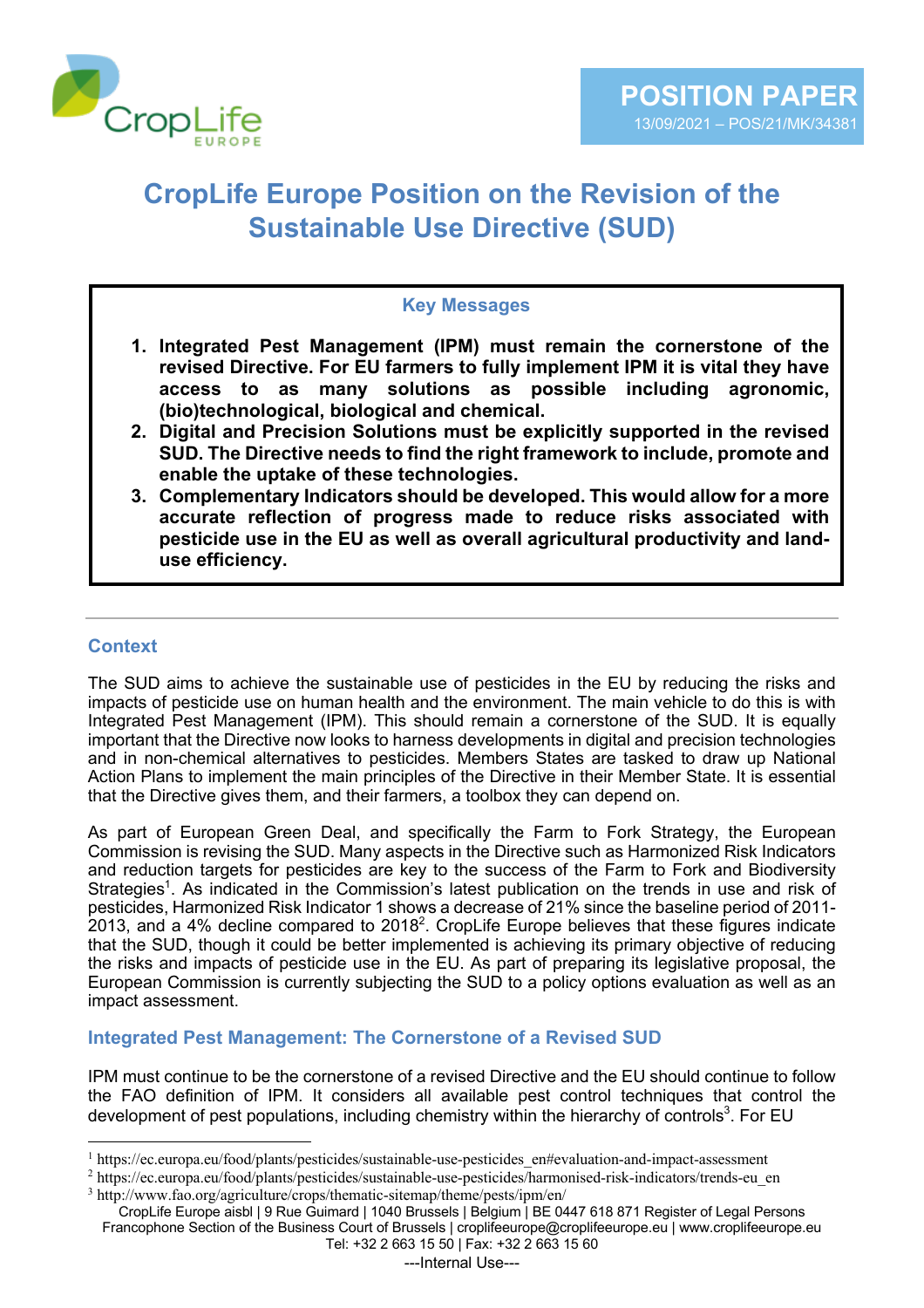POSITION PAPER
13/09/2021 – POS/21/MK/34381

# CropLife Europe Position on the Revision of the Sustainable Use Directive (SUD)

**Key Messages**

1. **Integrated Pest Management (IPM) must remain the cornerstone of the revised Directive. For EU farmers to fully implement IPM it is vital they have access to as many solutions as possible including agronomic, (bio)technological, biological and chemical.**
2. **Digital and Precision Solutions must be explicitly supported in the revised SUD. The Directive needs to find the right framework to include, promote and enable the uptake of these technologies.**
3. **Complementary Indicators should be developed. This would allow for a more accurate reflection of progress made to reduce risks associated with pesticide use in the EU as well as overall agricultural productivity and land-use efficiency.**

## Context

The SUD aims to achieve the sustainable use of pesticides in the EU by reducing the risks and impacts of pesticide use on human health and the environment. The main vehicle to do this is with Integrated Pest Management (IPM). This should remain a cornerstone of the SUD. It is equally important that the Directive now looks to harness developments in digital and precision technologies and in non-chemical alternatives to pesticides. Members States are tasked to draw up National Action Plans to implement the main principles of the Directive in their Member State. It is essential that the Directive gives them, and their farmers, a toolbox they can depend on.

As part of European Green Deal, and specifically the Farm to Fork Strategy, the European Commission is revising the SUD. Many aspects in the Directive such as Harmonized Risk Indicators and reduction targets for pesticides are key to the success of the Farm to Fork and Biodiversity Strategies[1]. As indicated in the Commission's latest publication on the trends in use and risk of pesticides, Harmonized Risk Indicator 1 shows a decrease of 21% since the baseline period of 2011-2013, and a 4% decline compared to 2018[2]. CropLife Europe believes that these figures indicate that the SUD, though it could be better implemented is achieving its primary objective of reducing the risks and impacts of pesticide use in the EU. As part of preparing its legislative proposal, the European Commission is currently subjecting the SUD to a policy options evaluation as well as an impact assessment.

## Integrated Pest Management: The Cornerstone of a Revised SUD

IPM must continue to be the cornerstone of a revised Directive and the EU should continue to follow the FAO definition of IPM. It considers all available pest control techniques that control the development of pest populations, including chemistry within the hierarchy of controls[3]. For EU

[1] https://ec.europa.eu/food/plants/pesticides/sustainable-use-pesticides_en#evaluation-and-impact-assessment

[2] https://ec.europa.eu/food/plants/pesticides/sustainable-use-pesticides/harmonised-risk-indicators/trends-eu_en

[3] http://www.fao.org/agriculture/crops/thematic-sitemap/theme/pests/ipm/en/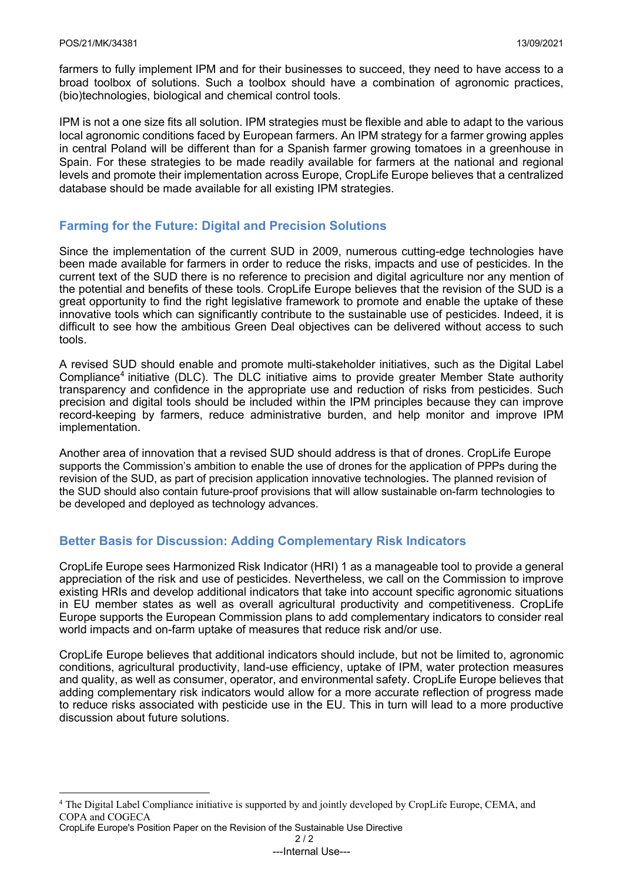farmers to fully implement IPM and for their businesses to succeed, they need to have access to a broad toolbox of solutions. Such a toolbox should have a combination of agronomic practices, (bio)technologies, biological and chemical control tools.

IPM is not a one size fits all solution. IPM strategies must be flexible and able to adapt to the various local agronomic conditions faced by European farmers. An IPM strategy for a farmer growing apples in central Poland will be different than for a Spanish farmer growing tomatoes in a greenhouse in Spain. For these strategies to be made readily available for farmers at the national and regional levels and promote their implementation across Europe, CropLife Europe believes that a centralized database should be made available for all existing IPM strategies.

## Farming for the Future: Digital and Precision Solutions

Since the implementation of the current SUD in 2009, numerous cutting-edge technologies have been made available for farmers in order to reduce the risks, impacts and use of pesticides. In the current text of the SUD there is no reference to precision and digital agriculture nor any mention of the potential and benefits of these tools. CropLife Europe believes that the revision of the SUD is a great opportunity to find the right legislative framework to promote and enable the uptake of these innovative tools which can significantly contribute to the sustainable use of pesticides. Indeed, it is difficult to see how the ambitious Green Deal objectives can be delivered without access to such tools.

A revised SUD should enable and promote multi-stakeholder initiatives, such as the Digital Label Compliance[4] initiative (DLC). The DLC initiative aims to provide greater Member State authority transparency and confidence in the appropriate use and reduction of risks from pesticides. Such precision and digital tools should be included within the IPM principles because they can improve record-keeping by farmers, reduce administrative burden, and help monitor and improve IPM implementation.

Another area of innovation that a revised SUD should address is that of drones. CropLife Europe supports the Commission's ambition to enable the use of drones for the application of PPPs during the revision of the SUD, as part of precision application innovative technologies**.** The planned revision of the SUD should also contain future-proof provisions that will allow sustainable on-farm technologies to be developed and deployed as technology advances.

## Better Basis for Discussion: Adding Complementary Risk Indicators

CropLife Europe sees Harmonized Risk Indicator (HRI) 1 as a manageable tool to provide a general appreciation of the risk and use of pesticides. Nevertheless, we call on the Commission to improve existing HRIs and develop additional indicators that take into account specific agronomic situations in EU member states as well as overall agricultural productivity and competitiveness. CropLife Europe supports the European Commission plans to add complementary indicators to consider real world impacts and on-farm uptake of measures that reduce risk and/or use.

CropLife Europe believes that additional indicators should include, but not be limited to, agronomic conditions, agricultural productivity, land-use efficiency, uptake of IPM, water protection measures and quality, as well as consumer, operator, and environmental safety. CropLife Europe believes that adding complementary risk indicators would allow for a more accurate reflection of progress made to reduce risks associated with pesticide use in the EU. This in turn will lead to a more productive discussion about future solutions.

---

[4] The Digital Label Compliance initiative is supported by and jointly developed by CropLife Europe, CEMA, and COPA and COGECA